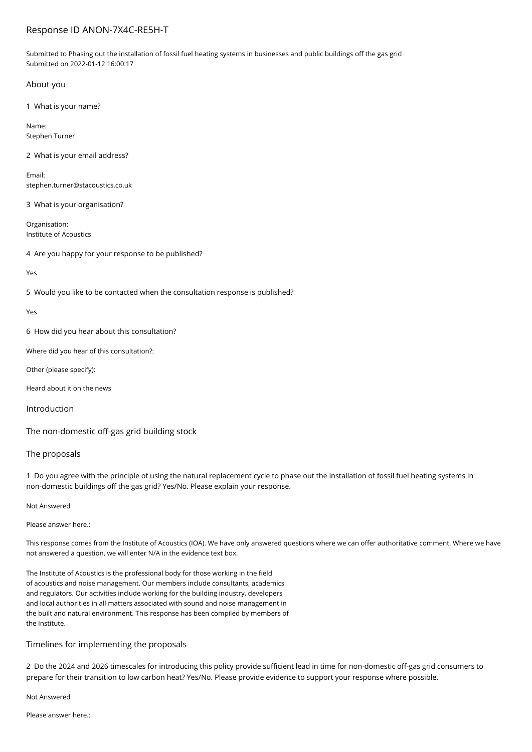# Response ID ANON-7X4C-RE5H-T

Submitted to Phasing out the installation of fossil fuel heating systems in businesses and public buildings off the gas grid
Submitted on 2022-01-12 16:00:17

## About you

1 What is your name?

Name:
Stephen Turner

2 What is your email address?

Email:
stephen.turner@stacoustics.co.uk

3 What is your organisation?

Organisation:
Institute of Acoustics

4 Are you happy for your response to be published?

Yes

5 Would you like to be contacted when the consultation response is published?

Yes

6 How did you hear about this consultation?

Where did you hear of this consultation?:

Other (please specify):

Heard about it on the news

## Introduction

## The non-domestic off-gas grid building stock

## The proposals

1 Do you agree with the principle of using the natural replacement cycle to phase out the installation of fossil fuel heating systems in non-domestic buildings off the gas grid? Yes/No. Please explain your response.

Not Answered

Please answer here.:

This response comes from the Institute of Acoustics (IOA). We have only answered questions where we can offer authoritative comment. Where we have not answered a question, we will enter N/A in the evidence text box.

The Institute of Acoustics is the professional body for those working in the field of acoustics and noise management. Our members include consultants, academics and regulators. Our activities include working for the building industry, developers and local authorities in all matters associated with sound and noise management in the built and natural environment. This response has been compiled by members of the Institute.

## Timelines for implementing the proposals

2 Do the 2024 and 2026 timescales for introducing this policy provide sufficient lead in time for non-domestic off-gas grid consumers to prepare for their transition to low carbon heat? Yes/No. Please provide evidence to support your response where possible.

Not Answered

Please answer here.: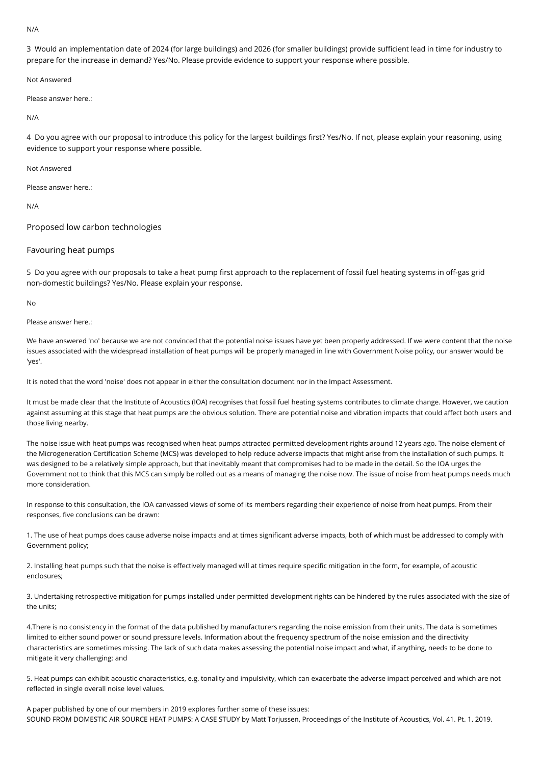N/A

3 Would an implementation date of 2024 (for large buildings) and 2026 (for smaller buildings) provide sufficient lead in time for industry to prepare for the increase in demand? Yes/No. Please provide evidence to support your response where possible.

Not Answered

Please answer here.:

N/A

4 Do you agree with our proposal to introduce this policy for the largest buildings first? Yes/No. If not, please explain your reasoning, using evidence to support your response where possible.

Not Answered

Please answer here.:

N/A

## Proposed low carbon technologies

### Favouring heat pumps

5 Do you agree with our proposals to take a heat pump first approach to the replacement of fossil fuel heating systems in off-gas grid non-domestic buildings? Yes/No. Please explain your response.

No

Please answer here.:

We have answered 'no' because we are not convinced that the potential noise issues have yet been properly addressed. If we were content that the noise issues associated with the widespread installation of heat pumps will be properly managed in line with Government Noise policy, our answer would be 'yes'.

It is noted that the word 'noise' does not appear in either the consultation document nor in the Impact Assessment.

It must be made clear that the Institute of Acoustics (IOA) recognises that fossil fuel heating systems contributes to climate change. However, we caution against assuming at this stage that heat pumps are the obvious solution. There are potential noise and vibration impacts that could affect both users and those living nearby.

The noise issue with heat pumps was recognised when heat pumps attracted permitted development rights around 12 years ago. The noise element of the Microgeneration Certification Scheme (MCS) was developed to help reduce adverse impacts that might arise from the installation of such pumps. It was designed to be a relatively simple approach, but that inevitably meant that compromises had to be made in the detail. So the IOA urges the Government not to think that this MCS can simply be rolled out as a means of managing the noise now. The issue of noise from heat pumps needs much more consideration.

In response to this consultation, the IOA canvassed views of some of its members regarding their experience of noise from heat pumps. From their responses, five conclusions can be drawn:

1. The use of heat pumps does cause adverse noise impacts and at times significant adverse impacts, both of which must be addressed to comply with Government policy;

2. Installing heat pumps such that the noise is effectively managed will at times require specific mitigation in the form, for example, of acoustic enclosures;

3. Undertaking retrospective mitigation for pumps installed under permitted development rights can be hindered by the rules associated with the size of the units;

4. There is no consistency in the format of the data published by manufacturers regarding the noise emission from their units. The data is sometimes limited to either sound power or sound pressure levels. Information about the frequency spectrum of the noise emission and the directivity characteristics are sometimes missing. The lack of such data makes assessing the potential noise impact and what, if anything, needs to be done to mitigate it very challenging; and

5. Heat pumps can exhibit acoustic characteristics, e.g. tonality and impulsivity, which can exacerbate the adverse impact perceived and which are not reflected in single overall noise level values.

A paper published by one of our members in 2019 explores further some of these issues:
SOUND FROM DOMESTIC AIR SOURCE HEAT PUMPS: A CASE STUDY by Matt Torjussen, Proceedings of the Institute of Acoustics, Vol. 41. Pt. 1. 2019.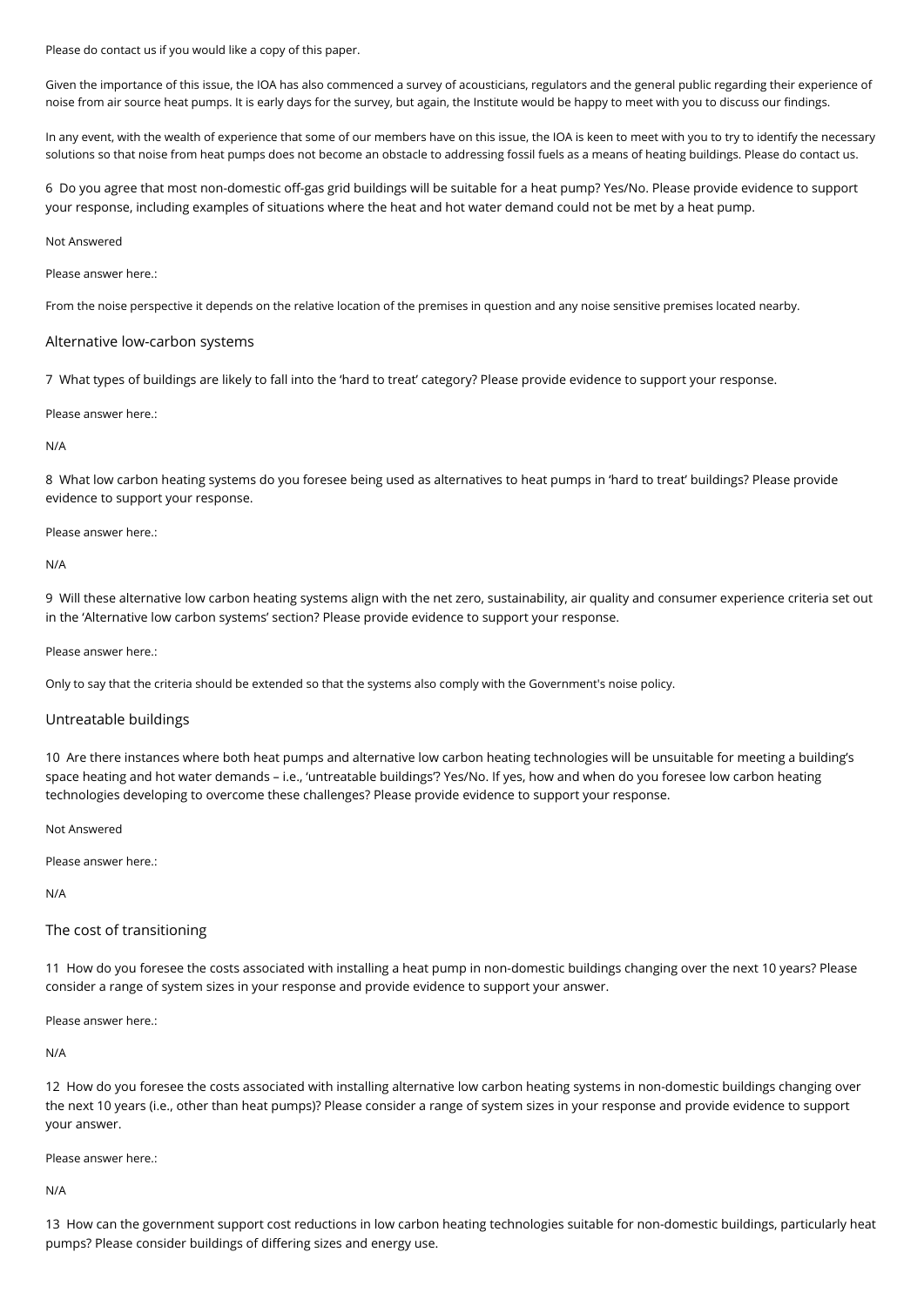Please do contact us if you would like a copy of this paper.

Given the importance of this issue, the IOA has also commenced a survey of acousticians, regulators and the general public regarding their experience of noise from air source heat pumps. It is early days for the survey, but again, the Institute would be happy to meet with you to discuss our findings.

In any event, with the wealth of experience that some of our members have on this issue, the IOA is keen to meet with you to try to identify the necessary solutions so that noise from heat pumps does not become an obstacle to addressing fossil fuels as a means of heating buildings. Please do contact us.

6 Do you agree that most non-domestic off-gas grid buildings will be suitable for a heat pump? Yes/No. Please provide evidence to support your response, including examples of situations where the heat and hot water demand could not be met by a heat pump.

Not Answered

Please answer here.:

From the noise perspective it depends on the relative location of the premises in question and any noise sensitive premises located nearby.

## Alternative low-carbon systems

7 What types of buildings are likely to fall into the 'hard to treat' category? Please provide evidence to support your response.

Please answer here.:

N/A

8 What low carbon heating systems do you foresee being used as alternatives to heat pumps in 'hard to treat' buildings? Please provide evidence to support your response.

Please answer here.:

N/A

9 Will these alternative low carbon heating systems align with the net zero, sustainability, air quality and consumer experience criteria set out in the 'Alternative low carbon systems' section? Please provide evidence to support your response.

Please answer here.:

Only to say that the criteria should be extended so that the systems also comply with the Government's noise policy.

## Untreatable buildings

10 Are there instances where both heat pumps and alternative low carbon heating technologies will be unsuitable for meeting a building's space heating and hot water demands – i.e., 'untreatable buildings'? Yes/No. If yes, how and when do you foresee low carbon heating technologies developing to overcome these challenges? Please provide evidence to support your response.

Not Answered

Please answer here.:

N/A

## The cost of transitioning

11 How do you foresee the costs associated with installing a heat pump in non-domestic buildings changing over the next 10 years? Please consider a range of system sizes in your response and provide evidence to support your answer.

Please answer here.:

N/A

12 How do you foresee the costs associated with installing alternative low carbon heating systems in non-domestic buildings changing over the next 10 years (i.e., other than heat pumps)? Please consider a range of system sizes in your response and provide evidence to support your answer.

Please answer here.:

N/A

13 How can the government support cost reductions in low carbon heating technologies suitable for non-domestic buildings, particularly heat pumps? Please consider buildings of differing sizes and energy use.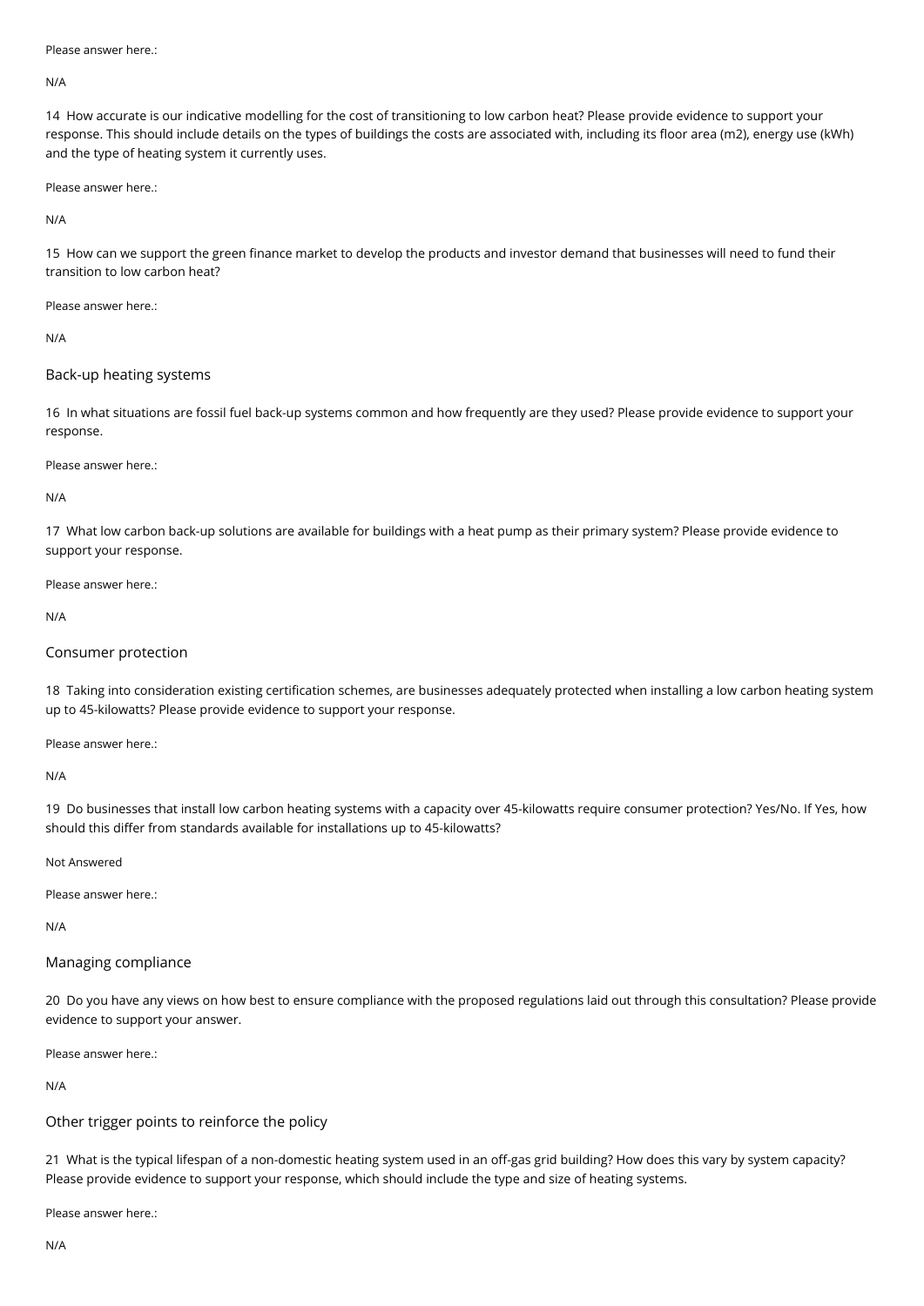Please answer here.:

N/A

14 How accurate is our indicative modelling for the cost of transitioning to low carbon heat? Please provide evidence to support your response. This should include details on the types of buildings the costs are associated with, including its floor area (m2), energy use (kWh) and the type of heating system it currently uses.

Please answer here.:

N/A

15 How can we support the green finance market to develop the products and investor demand that businesses will need to fund their transition to low carbon heat?

Please answer here.:

N/A

## Back-up heating systems

16 In what situations are fossil fuel back-up systems common and how frequently are they used? Please provide evidence to support your response.

Please answer here.:

N/A

17 What low carbon back-up solutions are available for buildings with a heat pump as their primary system? Please provide evidence to support your response.

Please answer here.:

N/A

## Consumer protection

18 Taking into consideration existing certification schemes, are businesses adequately protected when installing a low carbon heating system up to 45-kilowatts? Please provide evidence to support your response.

Please answer here.:

N/A

19 Do businesses that install low carbon heating systems with a capacity over 45-kilowatts require consumer protection? Yes/No. If Yes, how should this differ from standards available for installations up to 45-kilowatts?

Not Answered

Please answer here.:

N/A

## Managing compliance

20 Do you have any views on how best to ensure compliance with the proposed regulations laid out through this consultation? Please provide evidence to support your answer.

Please answer here.:

N/A

## Other trigger points to reinforce the policy

21 What is the typical lifespan of a non-domestic heating system used in an off-gas grid building? How does this vary by system capacity? Please provide evidence to support your response, which should include the type and size of heating systems.

Please answer here.:

N/A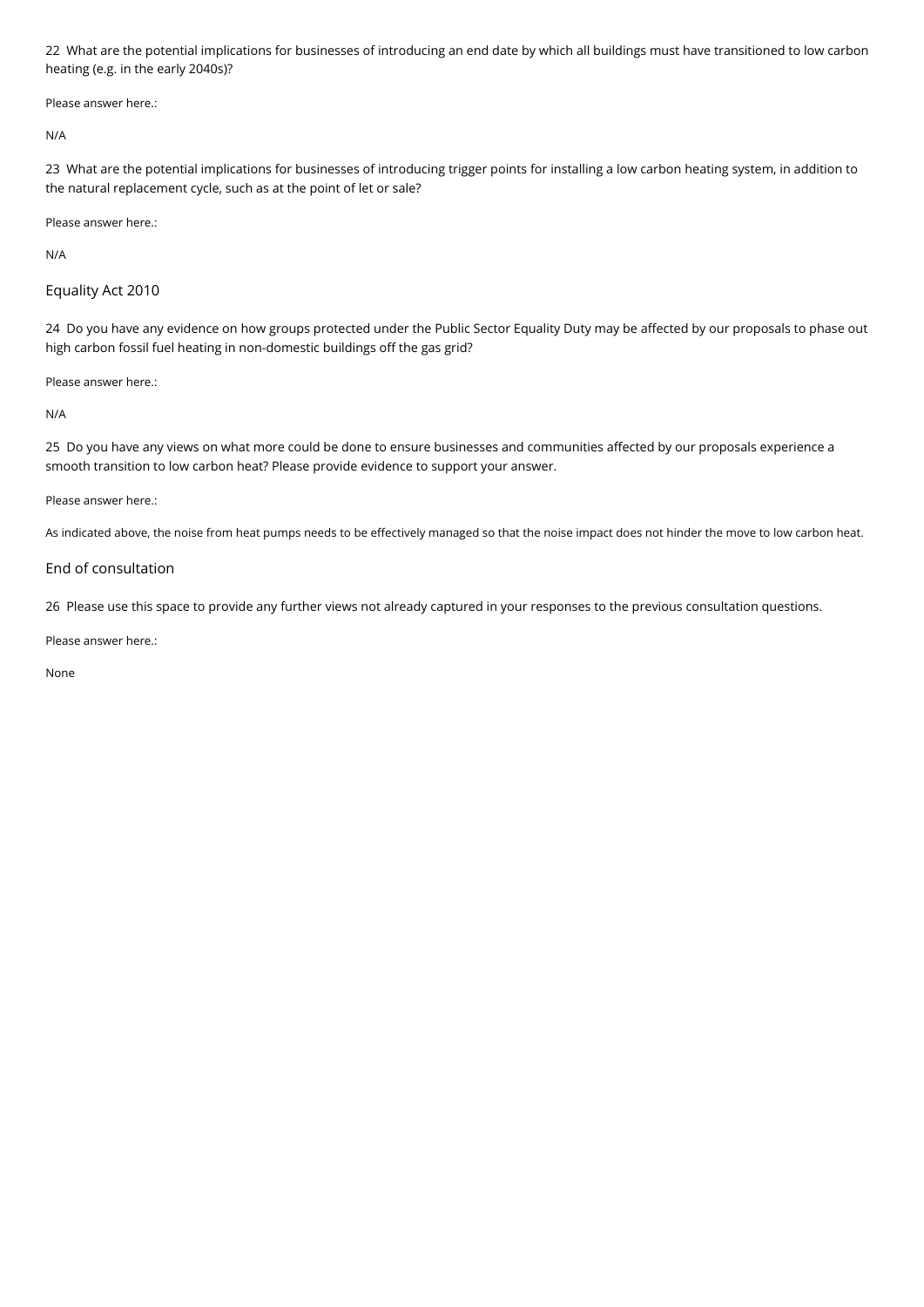22 What are the potential implications for businesses of introducing an end date by which all buildings must have transitioned to low carbon heating (e.g. in the early 2040s)?

Please answer here.:

N/A

23 What are the potential implications for businesses of introducing trigger points for installing a low carbon heating system, in addition to the natural replacement cycle, such as at the point of let or sale?

Please answer here.:

N/A

## Equality Act 2010

24 Do you have any evidence on how groups protected under the Public Sector Equality Duty may be affected by our proposals to phase out high carbon fossil fuel heating in non-domestic buildings off the gas grid?

Please answer here.:

N/A

25 Do you have any views on what more could be done to ensure businesses and communities affected by our proposals experience a smooth transition to low carbon heat? Please provide evidence to support your answer.

Please answer here.:

As indicated above, the noise from heat pumps needs to be effectively managed so that the noise impact does not hinder the move to low carbon heat.

## End of consultation

26 Please use this space to provide any further views not already captured in your responses to the previous consultation questions.

Please answer here.:

None